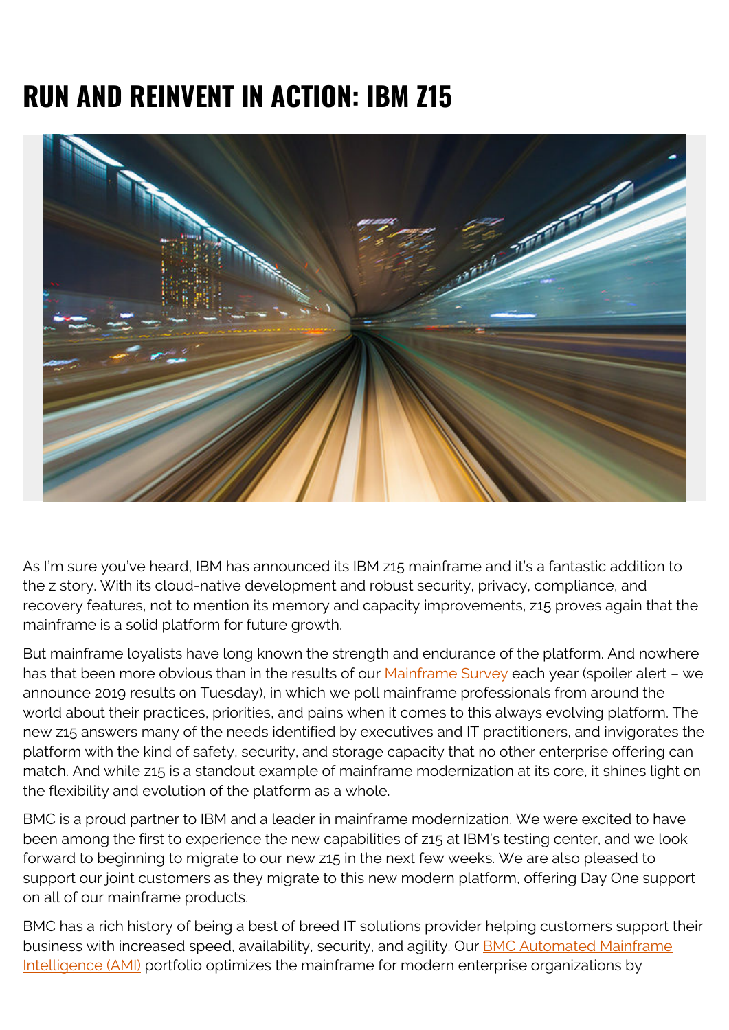# RUN AND REINVENT IN ACTION: IBM Z15

As I'm sure you've heard, IBM has announced its IBM z15 mainframe and it's a fantastic addition to the z story. With its cloud-native development and robust security, privacy, compliance, and recovery features, not to mention its memory and capacity improvements, z15 proves again that the mainframe is a solid platform for future growth.

But mainframe loyalists have long known the strength and endurance of the platform. And nowhere has that been more obvious than in the results of our [Mainframe Survey](#) each year (spoiler alert – we announce 2019 results on Tuesday), in which we poll mainframe professionals from around the world about their practices, priorities, and pains when it comes to this always evolving platform. The new z15 answers many of the needs identified by executives and IT practitioners, and invigorates the platform with the kind of safety, security, and storage capacity that no other enterprise offering can match. And while z15 is a standout example of mainframe modernization at its core, it shines light on the flexibility and evolution of the platform as a whole.

BMC is a proud partner to IBM and a leader in mainframe modernization. We were excited to have been among the first to experience the new capabilities of z15 at IBM's testing center, and we look forward to beginning to migrate to our new z15 in the next few weeks. We are also pleased to support our joint customers as they migrate to this new modern platform, offering Day One support on all of our mainframe products.

BMC has a rich history of being a best of breed IT solutions provider helping customers support their business with increased speed, availability, security, and agility. Our [BMC Automated Mainframe Intelligence (AMI)](#) portfolio optimizes the mainframe for modern enterprise organizations by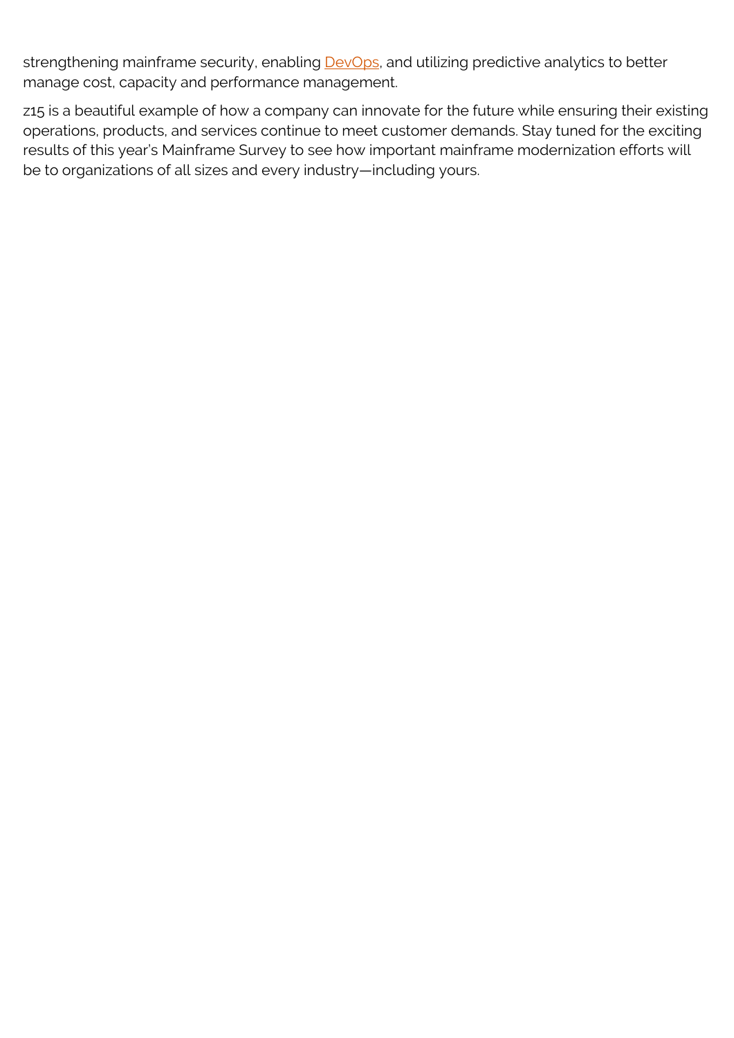strengthening mainframe security, enabling DevOps, and utilizing predictive analytics to better manage cost, capacity and performance management.

z15 is a beautiful example of how a company can innovate for the future while ensuring their existing operations, products, and services continue to meet customer demands. Stay tuned for the exciting results of this year's Mainframe Survey to see how important mainframe modernization efforts will be to organizations of all sizes and every industry—including yours.